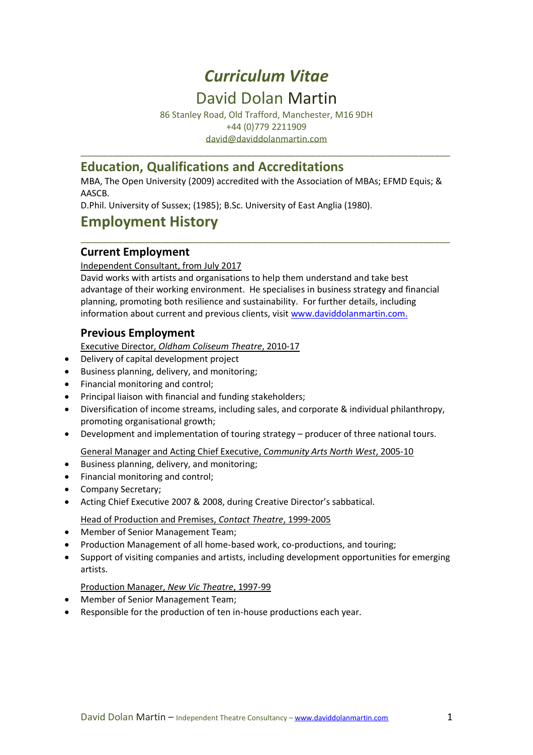# *Curriculum Vitae*

## David Dolan Martin

86 Stanley Road, Old Trafford, Manchester, M16 9DH
+44 (0)779 2211909
david@daviddolanmartin.com

---

## Education, Qualifications and Accreditations

MBA, The Open University (2009) accredited with the Association of MBAs; EFMD Equis; & AASCB.
D.Phil. University of Sussex; (1985); B.Sc. University of East Anglia (1980).

## Employment History

---

### Current Employment

Independent Consultant, from July 2017

David works with artists and organisations to help them understand and take best advantage of their working environment. He specialises in business strategy and financial planning, promoting both resilience and sustainability. For further details, including information about current and previous clients, visit www.daviddolanmartin.com.

### Previous Employment

Executive Director, *Oldham Coliseum Theatre*, 2010-17

- Delivery of capital development project
- Business planning, delivery, and monitoring;
- Financial monitoring and control;
- Principal liaison with financial and funding stakeholders;
- Diversification of income streams, including sales, and corporate & individual philanthropy, promoting organisational growth;
- Development and implementation of touring strategy – producer of three national tours.

General Manager and Acting Chief Executive, *Community Arts North West*, 2005-10

- Business planning, delivery, and monitoring;
- Financial monitoring and control;
- Company Secretary;
- Acting Chief Executive 2007 & 2008, during Creative Director's sabbatical.

Head of Production and Premises, *Contact Theatre*, 1999-2005

- Member of Senior Management Team;
- Production Management of all home-based work, co-productions, and touring;
- Support of visiting companies and artists, including development opportunities for emerging artists.

Production Manager, *New Vic Theatre*, 1997-99

- Member of Senior Management Team;
- Responsible for the production of ten in-house productions each year.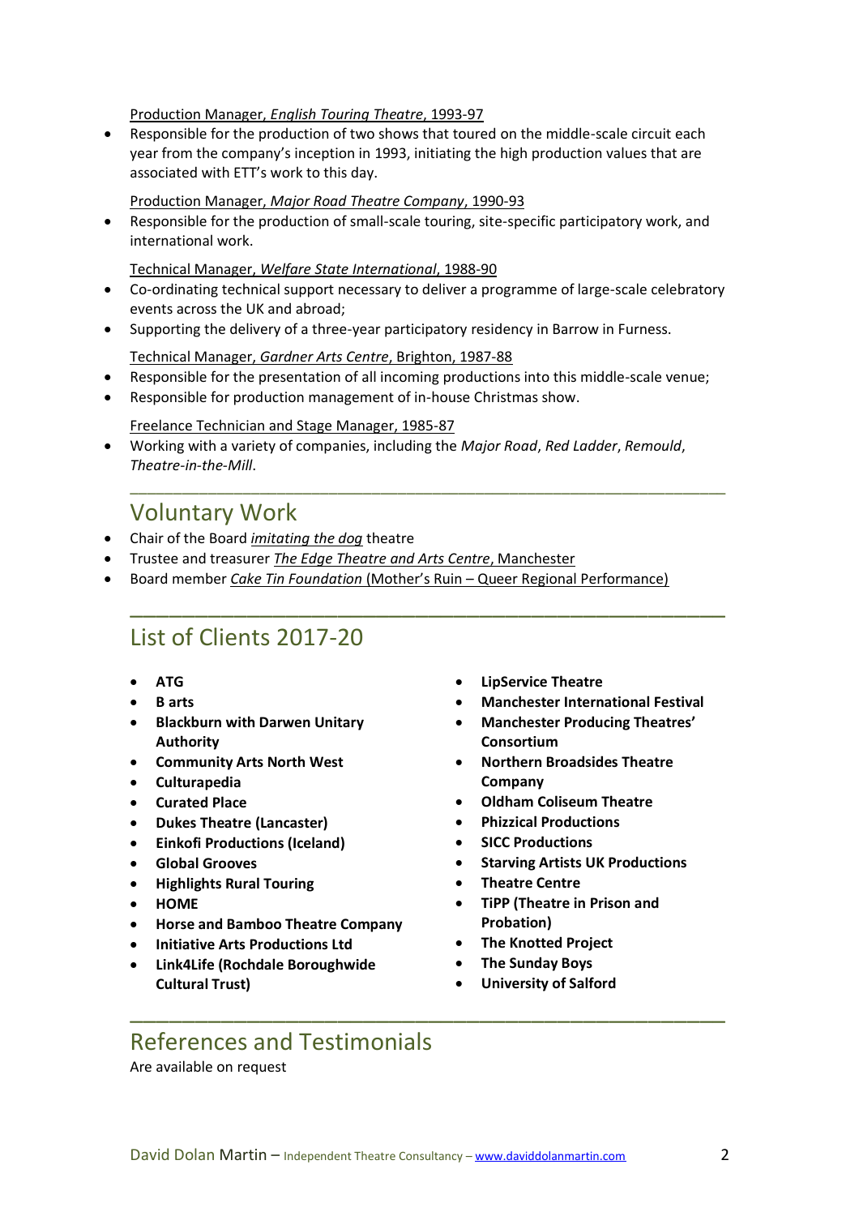Production Manager, *English Touring Theatre*, 1993-97

- Responsible for the production of two shows that toured on the middle-scale circuit each year from the company's inception in 1993, initiating the high production values that are associated with ETT's work to this day.

Production Manager, *Major Road Theatre Company*, 1990-93

- Responsible for the production of small-scale touring, site-specific participatory work, and international work.

Technical Manager, *Welfare State International*, 1988-90

- Co-ordinating technical support necessary to deliver a programme of large-scale celebratory events across the UK and abroad;
- Supporting the delivery of a three-year participatory residency in Barrow in Furness.

Technical Manager, *Gardner Arts Centre*, Brighton, 1987-88

- Responsible for the presentation of all incoming productions into this middle-scale venue;
- Responsible for production management of in-house Christmas show.

Freelance Technician and Stage Manager, 1985-87

- Working with a variety of companies, including the *Major Road*, *Red Ladder*, *Remould*, *Theatre-in-the-Mill*.

## Voluntary Work

- Chair of the Board *imitating the dog* theatre
- Trustee and treasurer *The Edge Theatre and Arts Centre*, Manchester
- Board member *Cake Tin Foundation* (Mother's Ruin – Queer Regional Performance)

## List of Clients 2017-20

- **ATG**
- **B arts**
- **Blackburn with Darwen Unitary Authority**
- **Community Arts North West**
- **Culturapedia**
- **Curated Place**
- **Dukes Theatre (Lancaster)**
- **Einkofi Productions (Iceland)**
- **Global Grooves**
- **Highlights Rural Touring**
- **HOME**
- **Horse and Bamboo Theatre Company**
- **Initiative Arts Productions Ltd**
- **Link4Life (Rochdale Boroughwide Cultural Trust)**
- **LipService Theatre**
- **Manchester International Festival**
- **Manchester Producing Theatres' Consortium**
- **Northern Broadsides Theatre Company**
- **Oldham Coliseum Theatre**
- **Phizzical Productions**
- **SICC Productions**
- **Starving Artists UK Productions**
- **Theatre Centre**
- **TiPP (Theatre in Prison and Probation)**
- **The Knotted Project**
- **The Sunday Boys**
- **University of Salford**

## References and Testimonials

Are available on request